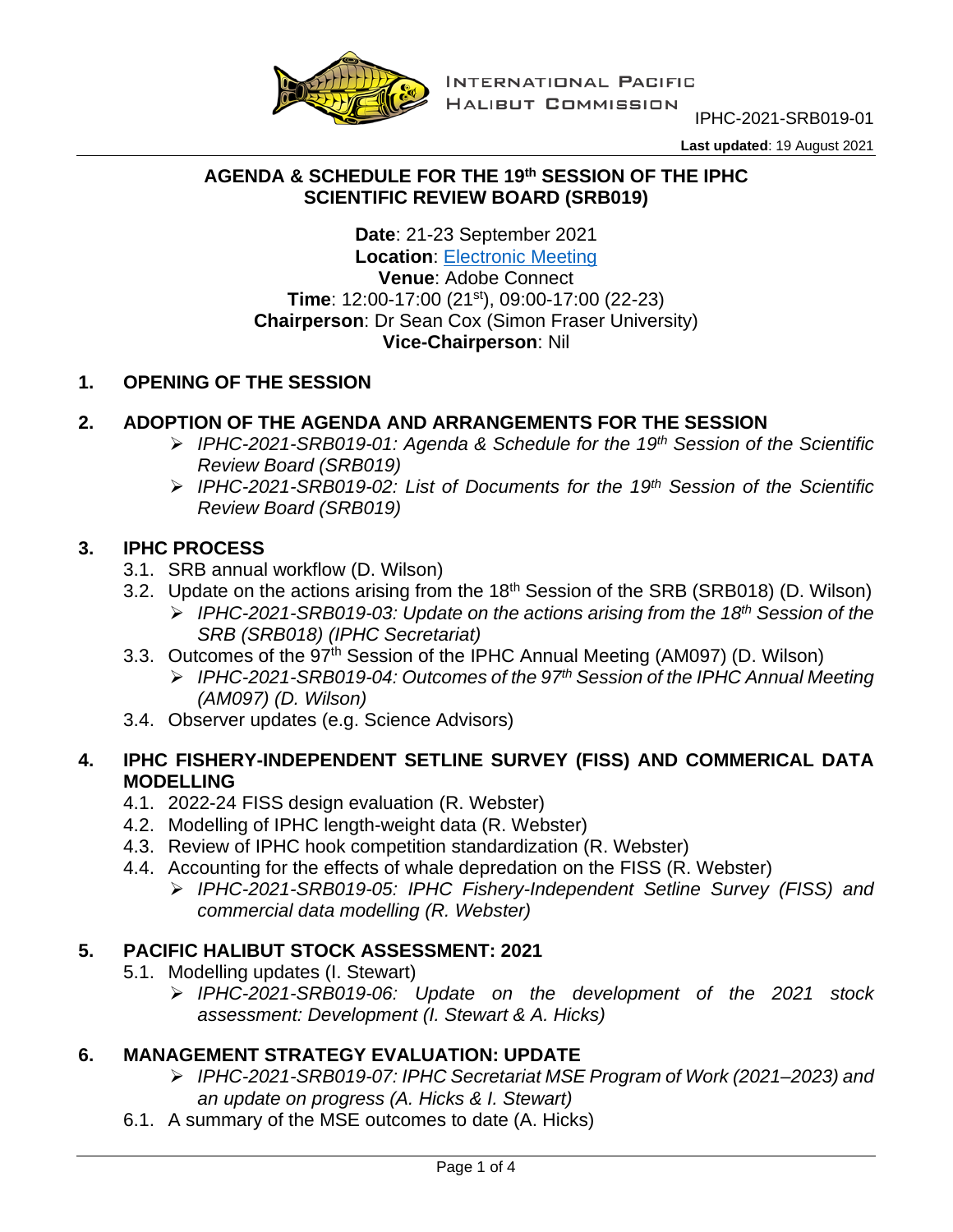INTERNATIONAL PACIFIC HALIBUT COMMISSION

IPHC-2021-SRB019-01

**Last updated**: 19 August 2021

## AGENDA & SCHEDULE FOR THE 19th SESSION OF THE IPHC SCIENTIFIC REVIEW BOARD (SRB019)

**Date**: 21-23 September 2021
**Location**: Electronic Meeting
**Venue**: Adobe Connect
**Time**: 12:00-17:00 (21st), 09:00-17:00 (22-23)
**Chairperson**: Dr Sean Cox (Simon Fraser University)
**Vice-Chairperson**: Nil

### 1. OPENING OF THE SESSION

### 2. ADOPTION OF THE AGENDA AND ARRANGEMENTS FOR THE SESSION

- *IPHC-2021-SRB019-01: Agenda & Schedule for the 19th Session of the Scientific Review Board (SRB019)*
- *IPHC-2021-SRB019-02: List of Documents for the 19th Session of the Scientific Review Board (SRB019)*

### 3. IPHC PROCESS

3.1. SRB annual workflow (D. Wilson)

3.2. Update on the actions arising from the 18th Session of the SRB (SRB018) (D. Wilson)
- *IPHC-2021-SRB019-03: Update on the actions arising from the 18th Session of the SRB (SRB018) (IPHC Secretariat)*

3.3. Outcomes of the 97th Session of the IPHC Annual Meeting (AM097) (D. Wilson)
- *IPHC-2021-SRB019-04: Outcomes of the 97th Session of the IPHC Annual Meeting (AM097) (D. Wilson)*

3.4. Observer updates (e.g. Science Advisors)

### 4. IPHC FISHERY-INDEPENDENT SETLINE SURVEY (FISS) AND COMMERICAL DATA MODELLING

4.1. 2022-24 FISS design evaluation (R. Webster)

4.2. Modelling of IPHC length-weight data (R. Webster)

4.3. Review of IPHC hook competition standardization (R. Webster)

4.4. Accounting for the effects of whale depredation on the FISS (R. Webster)
- *IPHC-2021-SRB019-05: IPHC Fishery-Independent Setline Survey (FISS) and commercial data modelling (R. Webster)*

### 5. PACIFIC HALIBUT STOCK ASSESSMENT: 2021

5.1. Modelling updates (I. Stewart)
- *IPHC-2021-SRB019-06: Update on the development of the 2021 stock assessment: Development (I. Stewart & A. Hicks)*

### 6. MANAGEMENT STRATEGY EVALUATION: UPDATE

- *IPHC-2021-SRB019-07: IPHC Secretariat MSE Program of Work (2021–2023) and an update on progress (A. Hicks & I. Stewart)*

6.1. A summary of the MSE outcomes to date (A. Hicks)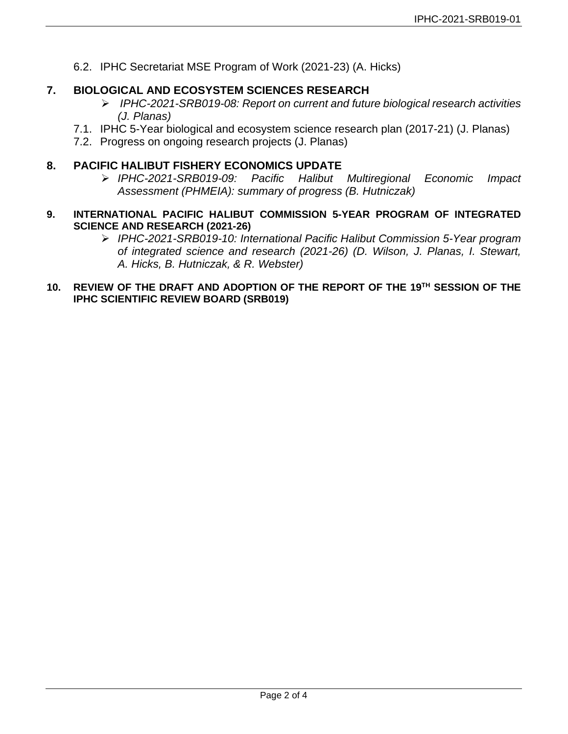6.2. IPHC Secretariat MSE Program of Work (2021-23) (A. Hicks)

## 7. BIOLOGICAL AND ECOSYSTEM SCIENCES RESEARCH

- ➢ *IPHC-2021-SRB019-08: Report on current and future biological research activities (J. Planas)*

7.1. IPHC 5-Year biological and ecosystem science research plan (2017-21) (J. Planas)

7.2. Progress on ongoing research projects (J. Planas)

## 8. PACIFIC HALIBUT FISHERY ECONOMICS UPDATE

- ➢ *IPHC-2021-SRB019-09: Pacific Halibut Multiregional Economic Impact Assessment (PHMEIA): summary of progress (B. Hutniczak)*

## 9. INTERNATIONAL PACIFIC HALIBUT COMMISSION 5-YEAR PROGRAM OF INTEGRATED SCIENCE AND RESEARCH (2021-26)

- ➢ *IPHC-2021-SRB019-10: International Pacific Halibut Commission 5-Year program of integrated science and research (2021-26) (D. Wilson, J. Planas, I. Stewart, A. Hicks, B. Hutniczak, & R. Webster)*

## 10. REVIEW OF THE DRAFT AND ADOPTION OF THE REPORT OF THE 19TH SESSION OF THE IPHC SCIENTIFIC REVIEW BOARD (SRB019)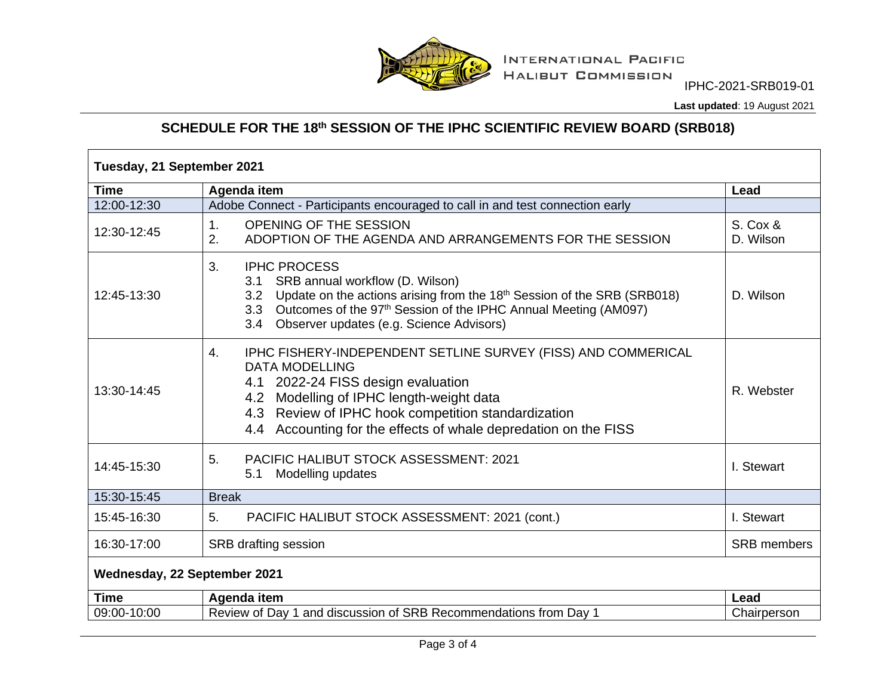INTERNATIONAL PACIFIC HALIBUT COMMISSION

IPHC-2021-SRB019-01

**Last updated**: 19 August 2021

## SCHEDULE FOR THE 18th SESSION OF THE IPHC SCIENTIFIC REVIEW BOARD (SRB018)

| **Tuesday, 21 September 2021** | | |
|---|---|---|
| **Time** | **Agenda item** | **Lead** |
| 12:00-12:30 | Adobe Connect - Participants encouraged to call in and test connection early | |
| 12:30-12:45 | 1. OPENING OF THE SESSION<br>2. ADOPTION OF THE AGENDA AND ARRANGEMENTS FOR THE SESSION | S. Cox & D. Wilson |
| 12:45-13:30 | 3. IPHC PROCESS<br>3.1 SRB annual workflow (D. Wilson)<br>3.2 Update on the actions arising from the 18th Session of the SRB (SRB018)<br>3.3 Outcomes of the 97th Session of the IPHC Annual Meeting (AM097)<br>3.4 Observer updates (e.g. Science Advisors) | D. Wilson |
| 13:30-14:45 | 4. IPHC FISHERY-INDEPENDENT SETLINE SURVEY (FISS) AND COMMERICAL DATA MODELLING<br>4.1 2022-24 FISS design evaluation<br>4.2 Modelling of IPHC length-weight data<br>4.3 Review of IPHC hook competition standardization<br>4.4 Accounting for the effects of whale depredation on the FISS | R. Webster |
| 14:45-15:30 | 5. PACIFIC HALIBUT STOCK ASSESSMENT: 2021<br>5.1 Modelling updates | I. Stewart |
| 15:30-15:45 | Break | |
| 15:45-16:30 | 5. PACIFIC HALIBUT STOCK ASSESSMENT: 2021 (cont.) | I. Stewart |
| 16:30-17:00 | SRB drafting session | SRB members |
| **Wednesday, 22 September 2021** | | |
| **Time** | **Agenda item** | **Lead** |
| 09:00-10:00 | Review of Day 1 and discussion of SRB Recommendations from Day 1 | Chairperson |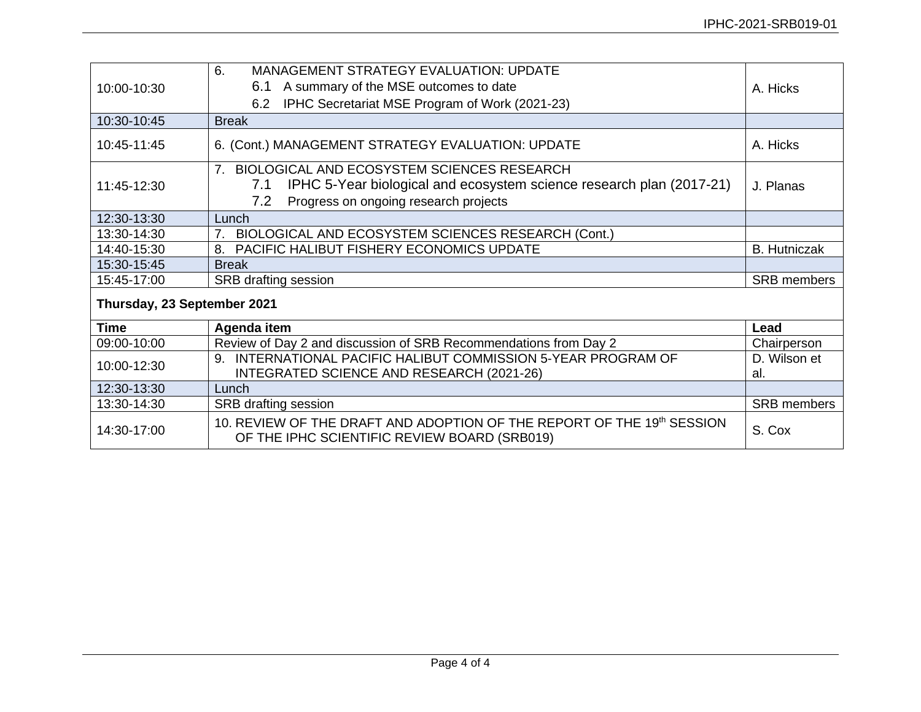| | | |
|---|---|---|
| 10:00-10:30 | 6. MANAGEMENT STRATEGY EVALUATION: UPDATE<br>6.1 A summary of the MSE outcomes to date<br>6.2 IPHC Secretariat MSE Program of Work (2021-23) | A. Hicks |
| 10:30-10:45 | Break | |
| 10:45-11:45 | 6. (Cont.) MANAGEMENT STRATEGY EVALUATION: UPDATE | A. Hicks |
| 11:45-12:30 | 7. BIOLOGICAL AND ECOSYSTEM SCIENCES RESEARCH<br>7.1 IPHC 5-Year biological and ecosystem science research plan (2017-21)<br>7.2 Progress on ongoing research projects | J. Planas |
| 12:30-13:30 | Lunch | |
| 13:30-14:30 | 7. BIOLOGICAL AND ECOSYSTEM SCIENCES RESEARCH (Cont.) | |
| 14:40-15:30 | 8. PACIFIC HALIBUT FISHERY ECONOMICS UPDATE | B. Hutniczak |
| 15:30-15:45 | Break | |
| 15:45-17:00 | SRB drafting session | SRB members |
| **Thursday, 23 September 2021** | | |
| **Time** | **Agenda item** | **Lead** |
| 09:00-10:00 | Review of Day 2 and discussion of SRB Recommendations from Day 2 | Chairperson |
| 10:00-12:30 | 9. INTERNATIONAL PACIFIC HALIBUT COMMISSION 5-YEAR PROGRAM OF INTEGRATED SCIENCE AND RESEARCH (2021-26) | D. Wilson et al. |
| 12:30-13:30 | Lunch | |
| 13:30-14:30 | SRB drafting session | SRB members |
| 14:30-17:00 | 10. REVIEW OF THE DRAFT AND ADOPTION OF THE REPORT OF THE 19th SESSION OF THE IPHC SCIENTIFIC REVIEW BOARD (SRB019) | S. Cox |